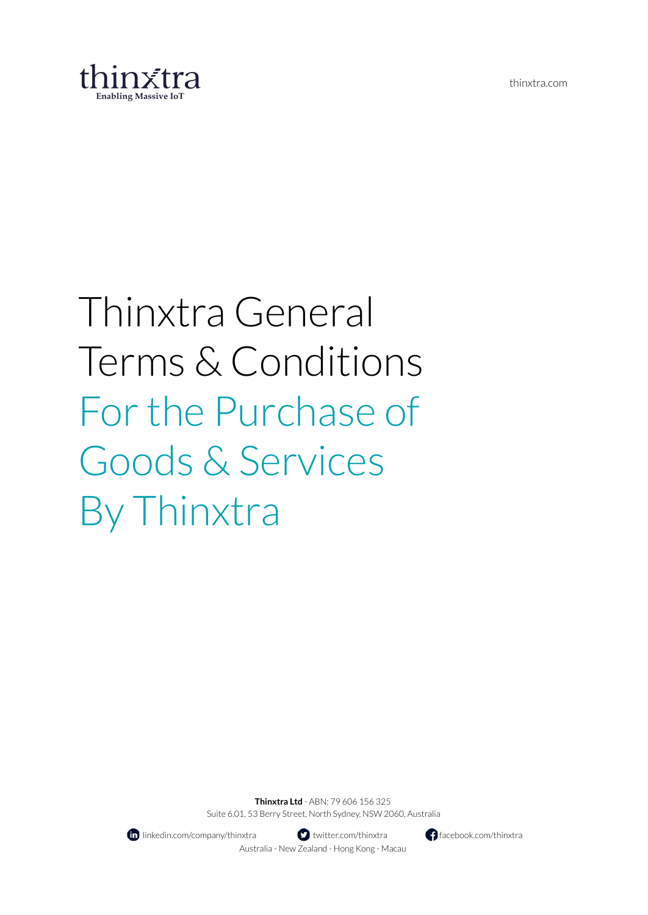thinxtra
Enabling Massive IoT

thinxtra.com

# Thinxtra General Terms & Conditions For the Purchase of Goods & Services By Thinxtra

**Thinxtra Ltd** - ABN: 79 606 156 325
Suite 6.01, 53 Berry Street, North Sydney, NSW 2060, Australia

linkedin.com/company/thinxtra twitter.com/thinxtra facebook.com/thinxtra

Australia - New Zealand - Hong Kong - Macau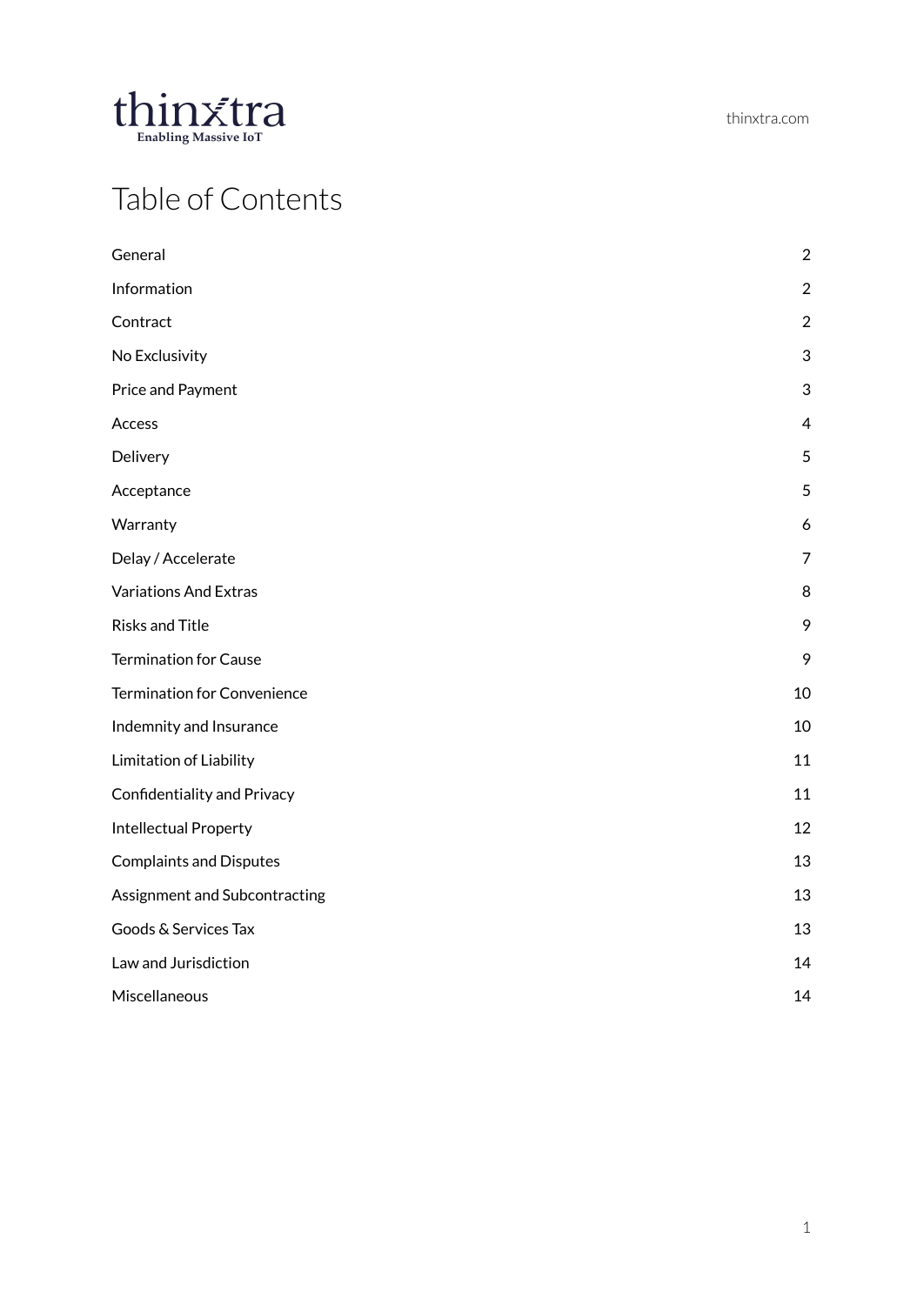# Table of Contents

| | |
|---|---|
| General | 2 |
| Information | 2 |
| Contract | 2 |
| No Exclusivity | 3 |
| Price and Payment | 3 |
| Access | 4 |
| Delivery | 5 |
| Acceptance | 5 |
| Warranty | 6 |
| Delay / Accelerate | 7 |
| Variations And Extras | 8 |
| Risks and Title | 9 |
| Termination for Cause | 9 |
| Termination for Convenience | 10 |
| Indemnity and Insurance | 10 |
| Limitation of Liability | 11 |
| Confidentiality and Privacy | 11 |
| Intellectual Property | 12 |
| Complaints and Disputes | 13 |
| Assignment and Subcontracting | 13 |
| Goods & Services Tax | 13 |
| Law and Jurisdiction | 14 |
| Miscellaneous | 14 |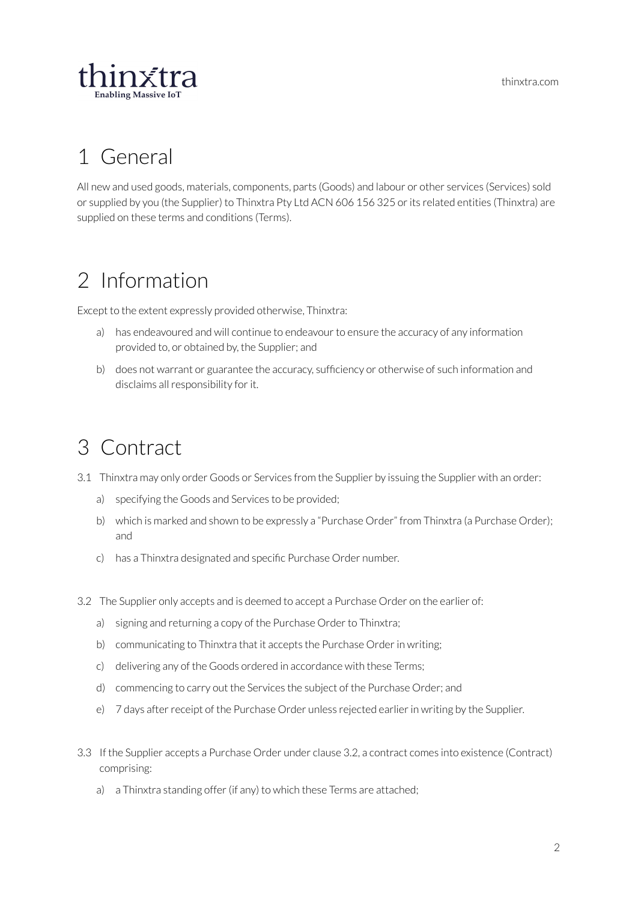# 1 General

All new and used goods, materials, components, parts (Goods) and labour or other services (Services) sold or supplied by you (the Supplier) to Thinxtra Pty Ltd ACN 606 156 325 or its related entities (Thinxtra) are supplied on these terms and conditions (Terms).

# 2 Information

Except to the extent expressly provided otherwise, Thinxtra:

a) has endeavoured and will continue to endeavour to ensure the accuracy of any information provided to, or obtained by, the Supplier; and

b) does not warrant or guarantee the accuracy, sufficiency or otherwise of such information and disclaims all responsibility for it.

# 3 Contract

3.1 Thinxtra may only order Goods or Services from the Supplier by issuing the Supplier with an order:

a) specifying the Goods and Services to be provided;

b) which is marked and shown to be expressly a "Purchase Order" from Thinxtra (a Purchase Order); and

c) has a Thinxtra designated and specific Purchase Order number.

3.2 The Supplier only accepts and is deemed to accept a Purchase Order on the earlier of:

a) signing and returning a copy of the Purchase Order to Thinxtra;

b) communicating to Thinxtra that it accepts the Purchase Order in writing;

c) delivering any of the Goods ordered in accordance with these Terms;

d) commencing to carry out the Services the subject of the Purchase Order; and

e) 7 days after receipt of the Purchase Order unless rejected earlier in writing by the Supplier.

3.3 If the Supplier accepts a Purchase Order under clause 3.2, a contract comes into existence (Contract) comprising:

a) a Thinxtra standing offer (if any) to which these Terms are attached;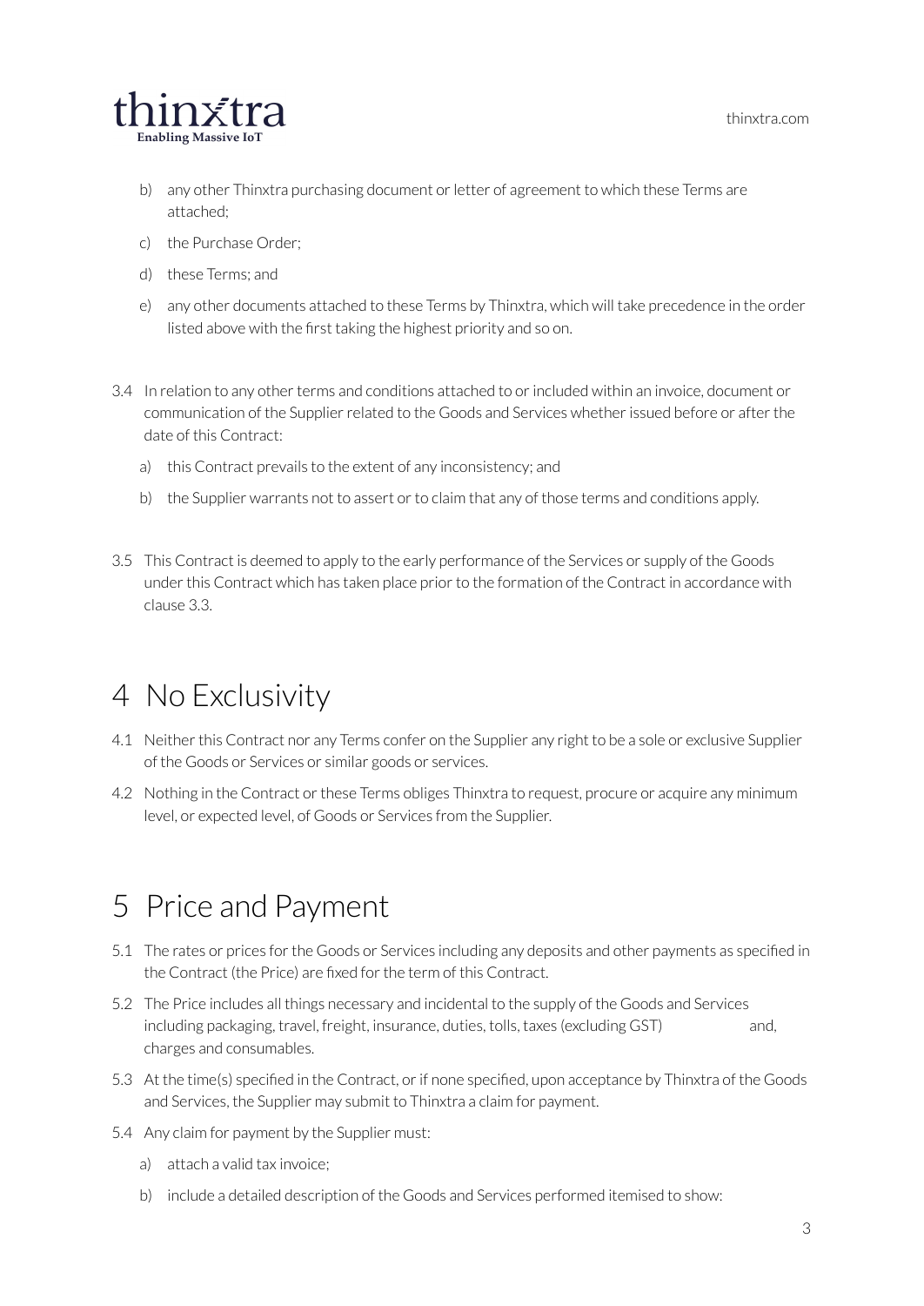b) any other Thinxtra purchasing document or letter of agreement to which these Terms are attached;

c) the Purchase Order;

d) these Terms; and

e) any other documents attached to these Terms by Thinxtra, which will take precedence in the order listed above with the first taking the highest priority and so on.

3.4 In relation to any other terms and conditions attached to or included within an invoice, document or communication of the Supplier related to the Goods and Services whether issued before or after the date of this Contract:

a) this Contract prevails to the extent of any inconsistency; and

b) the Supplier warrants not to assert or to claim that any of those terms and conditions apply.

3.5 This Contract is deemed to apply to the early performance of the Services or supply of the Goods under this Contract which has taken place prior to the formation of the Contract in accordance with clause 3.3.

# 4 No Exclusivity

4.1 Neither this Contract nor any Terms confer on the Supplier any right to be a sole or exclusive Supplier of the Goods or Services or similar goods or services.

4.2 Nothing in the Contract or these Terms obliges Thinxtra to request, procure or acquire any minimum level, or expected level, of Goods or Services from the Supplier.

# 5 Price and Payment

5.1 The rates or prices for the Goods or Services including any deposits and other payments as specified in the Contract (the Price) are fixed for the term of this Contract.

5.2 The Price includes all things necessary and incidental to the supply of the Goods and Services including packaging, travel, freight, insurance, duties, tolls, taxes (excluding GST) and, charges and consumables.

5.3 At the time(s) specified in the Contract, or if none specified, upon acceptance by Thinxtra of the Goods and Services, the Supplier may submit to Thinxtra a claim for payment.

5.4 Any claim for payment by the Supplier must:

a) attach a valid tax invoice;

b) include a detailed description of the Goods and Services performed itemised to show: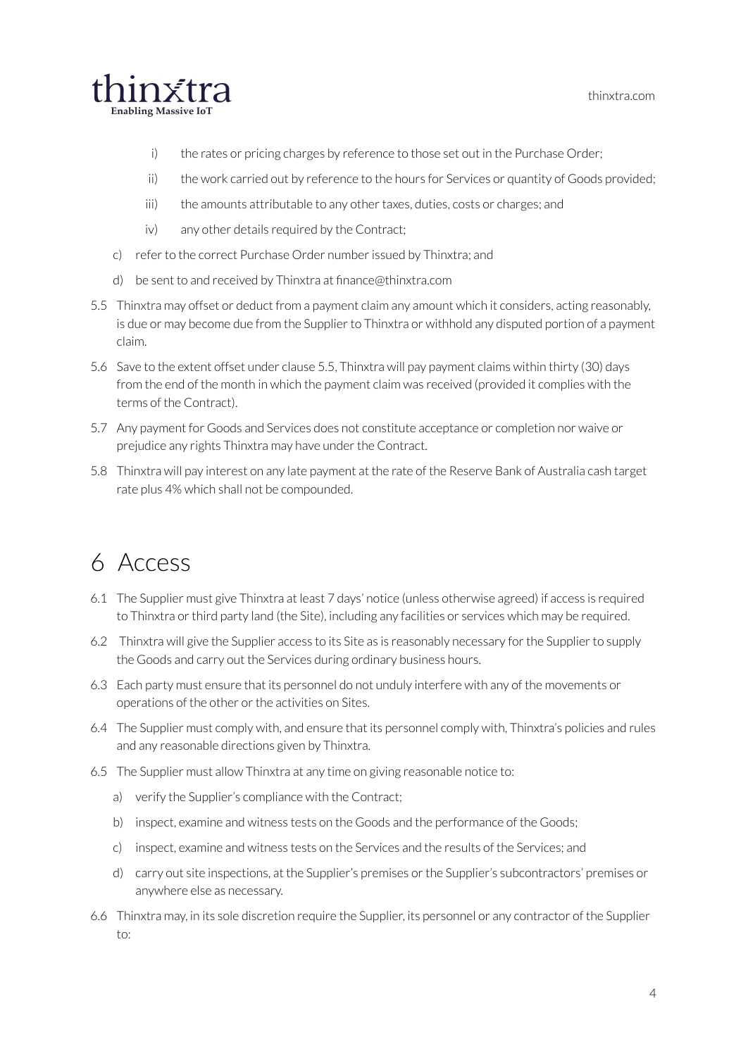i) the rates or pricing charges by reference to those set out in the Purchase Order;

   ii) the work carried out by reference to the hours for Services or quantity of Goods provided;

   iii) the amounts attributable to any other taxes, duties, costs or charges; and

   iv) any other details required by the Contract;

c) refer to the correct Purchase Order number issued by Thinxtra; and

d) be sent to and received by Thinxtra at finance@thinxtra.com

5.5 Thinxtra may offset or deduct from a payment claim any amount which it considers, acting reasonably, is due or may become due from the Supplier to Thinxtra or withhold any disputed portion of a payment claim.

5.6 Save to the extent offset under clause 5.5, Thinxtra will pay payment claims within thirty (30) days from the end of the month in which the payment claim was received (provided it complies with the terms of the Contract).

5.7 Any payment for Goods and Services does not constitute acceptance or completion nor waive or prejudice any rights Thinxtra may have under the Contract.

5.8 Thinxtra will pay interest on any late payment at the rate of the Reserve Bank of Australia cash target rate plus 4% which shall not be compounded.

# 6 Access

6.1 The Supplier must give Thinxtra at least 7 days' notice (unless otherwise agreed) if access is required to Thinxtra or third party land (the Site), including any facilities or services which may be required.

6.2 Thinxtra will give the Supplier access to its Site as is reasonably necessary for the Supplier to supply the Goods and carry out the Services during ordinary business hours.

6.3 Each party must ensure that its personnel do not unduly interfere with any of the movements or operations of the other or the activities on Sites.

6.4 The Supplier must comply with, and ensure that its personnel comply with, Thinxtra's policies and rules and any reasonable directions given by Thinxtra.

6.5 The Supplier must allow Thinxtra at any time on giving reasonable notice to:

a) verify the Supplier's compliance with the Contract;

b) inspect, examine and witness tests on the Goods and the performance of the Goods;

c) inspect, examine and witness tests on the Services and the results of the Services; and

d) carry out site inspections, at the Supplier's premises or the Supplier's subcontractors' premises or anywhere else as necessary.

6.6 Thinxtra may, in its sole discretion require the Supplier, its personnel or any contractor of the Supplier to: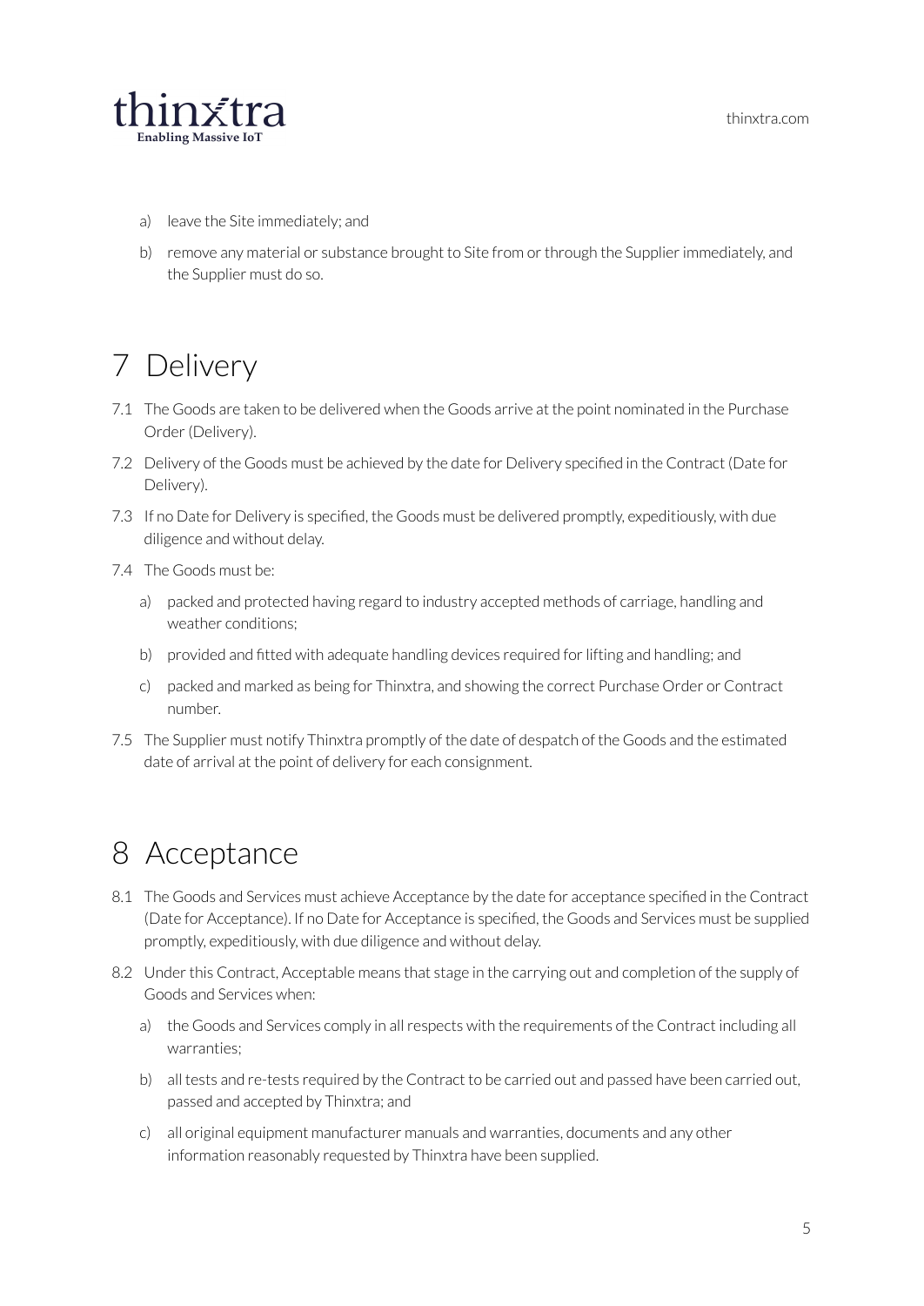a) leave the Site immediately; and

b) remove any material or substance brought to Site from or through the Supplier immediately, and the Supplier must do so.

# 7 Delivery

7.1 The Goods are taken to be delivered when the Goods arrive at the point nominated in the Purchase Order (Delivery).

7.2 Delivery of the Goods must be achieved by the date for Delivery specified in the Contract (Date for Delivery).

7.3 If no Date for Delivery is specified, the Goods must be delivered promptly, expeditiously, with due diligence and without delay.

7.4 The Goods must be:

a) packed and protected having regard to industry accepted methods of carriage, handling and weather conditions;

b) provided and fitted with adequate handling devices required for lifting and handling; and

c) packed and marked as being for Thinxtra, and showing the correct Purchase Order or Contract number.

7.5 The Supplier must notify Thinxtra promptly of the date of despatch of the Goods and the estimated date of arrival at the point of delivery for each consignment.

# 8 Acceptance

8.1 The Goods and Services must achieve Acceptance by the date for acceptance specified in the Contract (Date for Acceptance). If no Date for Acceptance is specified, the Goods and Services must be supplied promptly, expeditiously, with due diligence and without delay.

8.2 Under this Contract, Acceptable means that stage in the carrying out and completion of the supply of Goods and Services when:

a) the Goods and Services comply in all respects with the requirements of the Contract including all warranties;

b) all tests and re-tests required by the Contract to be carried out and passed have been carried out, passed and accepted by Thinxtra; and

c) all original equipment manufacturer manuals and warranties, documents and any other information reasonably requested by Thinxtra have been supplied.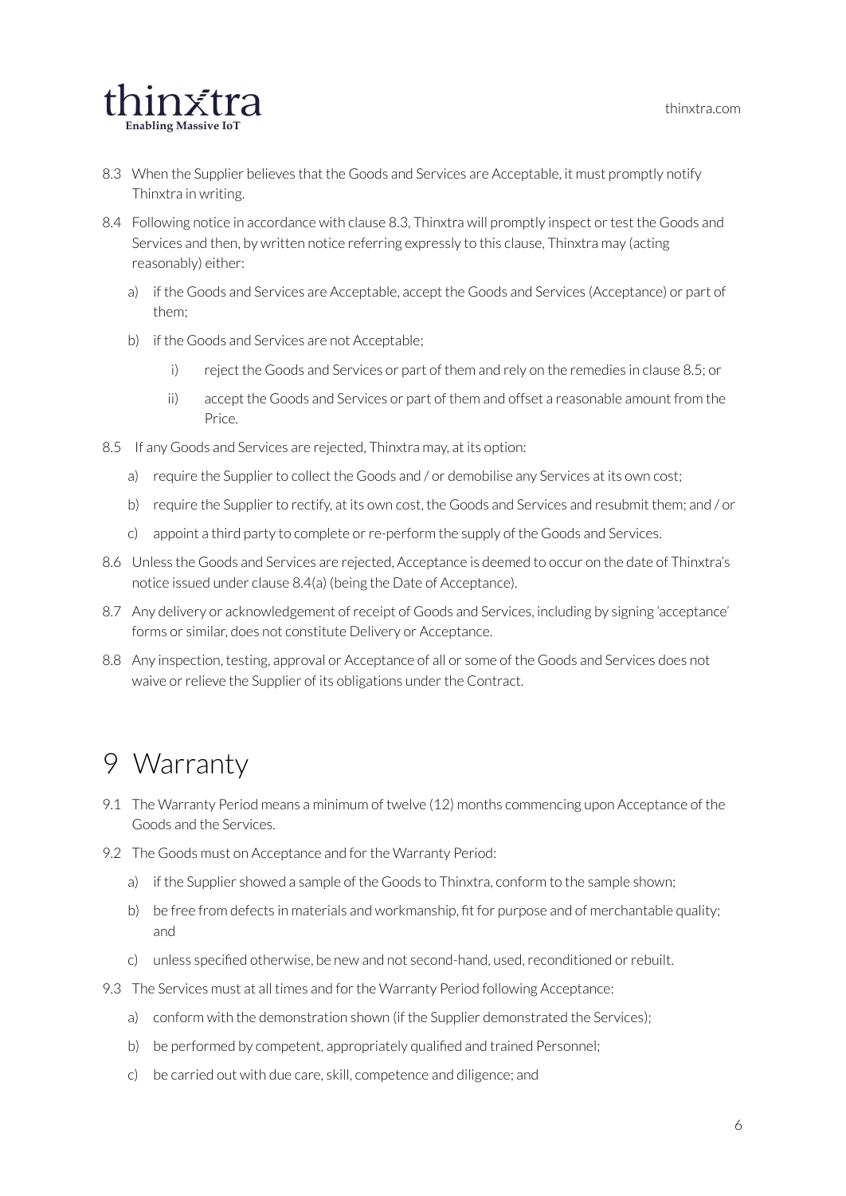8.3 When the Supplier believes that the Goods and Services are Acceptable, it must promptly notify Thinxtra in writing.

8.4 Following notice in accordance with clause 8.3, Thinxtra will promptly inspect or test the Goods and Services and then, by written notice referring expressly to this clause, Thinxtra may (acting reasonably) either:

a) if the Goods and Services are Acceptable, accept the Goods and Services (Acceptance) or part of them;

b) if the Goods and Services are not Acceptable;

i) reject the Goods and Services or part of them and rely on the remedies in clause 8.5; or

ii) accept the Goods and Services or part of them and offset a reasonable amount from the Price.

8.5 If any Goods and Services are rejected, Thinxtra may, at its option:

a) require the Supplier to collect the Goods and / or demobilise any Services at its own cost;

b) require the Supplier to rectify, at its own cost, the Goods and Services and resubmit them; and / or

c) appoint a third party to complete or re-perform the supply of the Goods and Services.

8.6 Unless the Goods and Services are rejected, Acceptance is deemed to occur on the date of Thinxtra's notice issued under clause 8.4(a) (being the Date of Acceptance).

8.7 Any delivery or acknowledgement of receipt of Goods and Services, including by signing 'acceptance' forms or similar, does not constitute Delivery or Acceptance.

8.8 Any inspection, testing, approval or Acceptance of all or some of the Goods and Services does not waive or relieve the Supplier of its obligations under the Contract.

# 9 Warranty

9.1 The Warranty Period means a minimum of twelve (12) months commencing upon Acceptance of the Goods and the Services.

9.2 The Goods must on Acceptance and for the Warranty Period:

a) if the Supplier showed a sample of the Goods to Thinxtra, conform to the sample shown;

b) be free from defects in materials and workmanship, fit for purpose and of merchantable quality; and

c) unless specified otherwise, be new and not second-hand, used, reconditioned or rebuilt.

9.3 The Services must at all times and for the Warranty Period following Acceptance:

a) conform with the demonstration shown (if the Supplier demonstrated the Services);

b) be performed by competent, appropriately qualified and trained Personnel;

c) be carried out with due care, skill, competence and diligence; and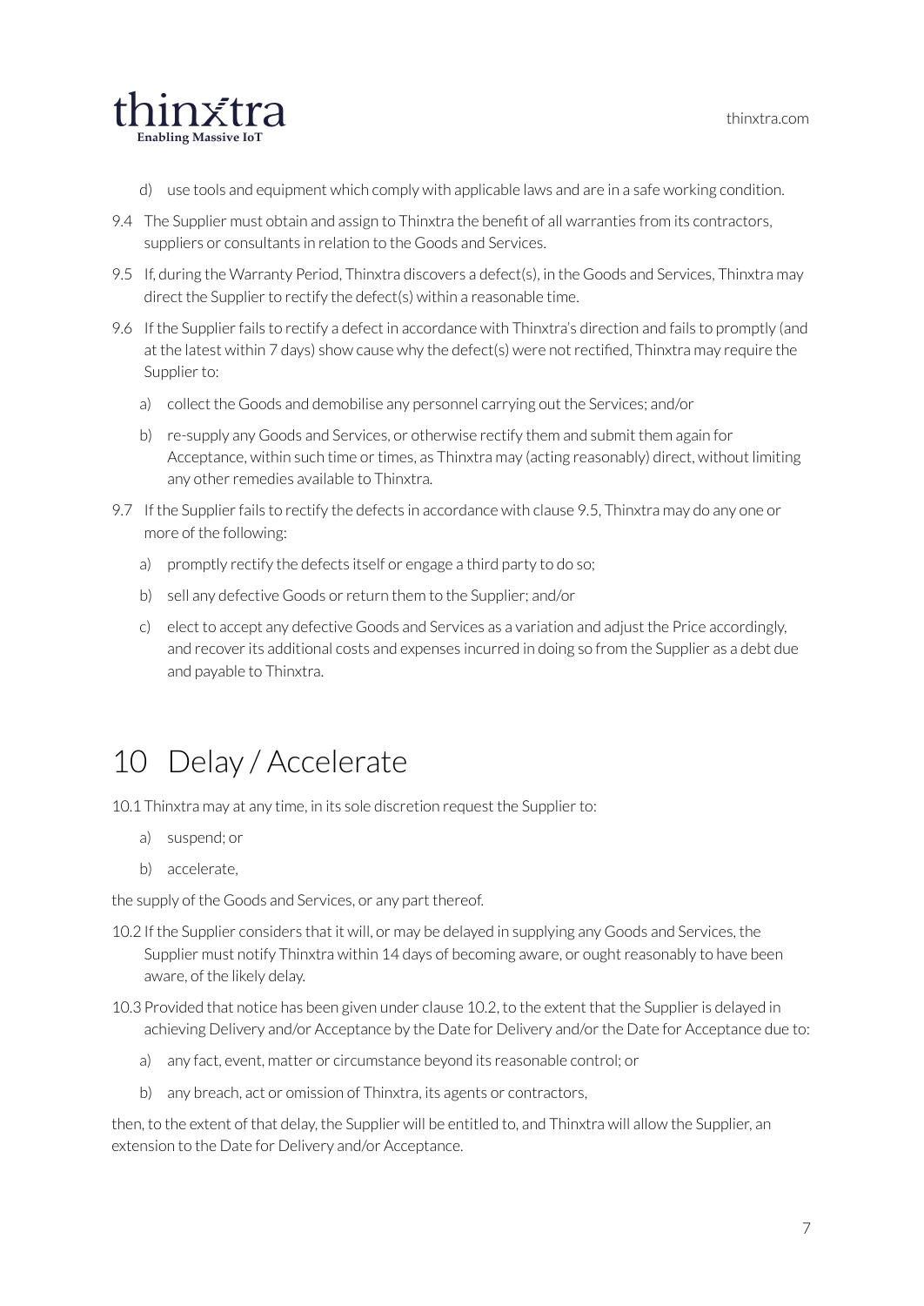d) use tools and equipment which comply with applicable laws and are in a safe working condition.

9.4 The Supplier must obtain and assign to Thinxtra the benefit of all warranties from its contractors, suppliers or consultants in relation to the Goods and Services.

9.5 If, during the Warranty Period, Thinxtra discovers a defect(s), in the Goods and Services, Thinxtra may direct the Supplier to rectify the defect(s) within a reasonable time.

9.6 If the Supplier fails to rectify a defect in accordance with Thinxtra's direction and fails to promptly (and at the latest within 7 days) show cause why the defect(s) were not rectified, Thinxtra may require the Supplier to:

a) collect the Goods and demobilise any personnel carrying out the Services; and/or

b) re-supply any Goods and Services, or otherwise rectify them and submit them again for Acceptance, within such time or times, as Thinxtra may (acting reasonably) direct, without limiting any other remedies available to Thinxtra.

9.7 If the Supplier fails to rectify the defects in accordance with clause 9.5, Thinxtra may do any one or more of the following:

a) promptly rectify the defects itself or engage a third party to do so;

b) sell any defective Goods or return them to the Supplier; and/or

c) elect to accept any defective Goods and Services as a variation and adjust the Price accordingly, and recover its additional costs and expenses incurred in doing so from the Supplier as a debt due and payable to Thinxtra.

# 10 Delay / Accelerate

10.1 Thinxtra may at any time, in its sole discretion request the Supplier to:

a) suspend; or

b) accelerate,

the supply of the Goods and Services, or any part thereof.

10.2 If the Supplier considers that it will, or may be delayed in supplying any Goods and Services, the Supplier must notify Thinxtra within 14 days of becoming aware, or ought reasonably to have been aware, of the likely delay.

10.3 Provided that notice has been given under clause 10.2, to the extent that the Supplier is delayed in achieving Delivery and/or Acceptance by the Date for Delivery and/or the Date for Acceptance due to:

a) any fact, event, matter or circumstance beyond its reasonable control; or

b) any breach, act or omission of Thinxtra, its agents or contractors,

then, to the extent of that delay, the Supplier will be entitled to, and Thinxtra will allow the Supplier, an extension to the Date for Delivery and/or Acceptance.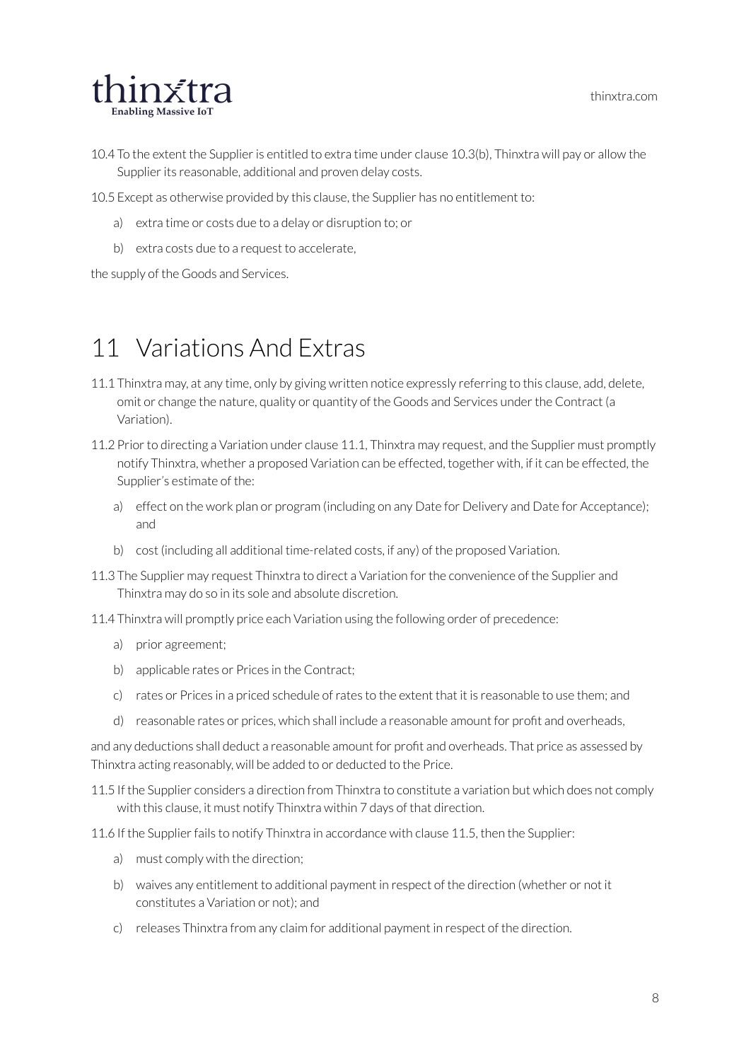10.4 To the extent the Supplier is entitled to extra time under clause 10.3(b), Thinxtra will pay or allow the Supplier its reasonable, additional and proven delay costs.

10.5 Except as otherwise provided by this clause, the Supplier has no entitlement to:

a) extra time or costs due to a delay or disruption to; or

b) extra costs due to a request to accelerate,

the supply of the Goods and Services.

# 11 Variations And Extras

11.1 Thinxtra may, at any time, only by giving written notice expressly referring to this clause, add, delete, omit or change the nature, quality or quantity of the Goods and Services under the Contract (a Variation).

11.2 Prior to directing a Variation under clause 11.1, Thinxtra may request, and the Supplier must promptly notify Thinxtra, whether a proposed Variation can be effected, together with, if it can be effected, the Supplier's estimate of the:

a) effect on the work plan or program (including on any Date for Delivery and Date for Acceptance); and

b) cost (including all additional time-related costs, if any) of the proposed Variation.

11.3 The Supplier may request Thinxtra to direct a Variation for the convenience of the Supplier and Thinxtra may do so in its sole and absolute discretion.

11.4 Thinxtra will promptly price each Variation using the following order of precedence:

a) prior agreement;

b) applicable rates or Prices in the Contract;

c) rates or Prices in a priced schedule of rates to the extent that it is reasonable to use them; and

d) reasonable rates or prices, which shall include a reasonable amount for profit and overheads,

and any deductions shall deduct a reasonable amount for profit and overheads. That price as assessed by Thinxtra acting reasonably, will be added to or deducted to the Price.

11.5 If the Supplier considers a direction from Thinxtra to constitute a variation but which does not comply with this clause, it must notify Thinxtra within 7 days of that direction.

11.6 If the Supplier fails to notify Thinxtra in accordance with clause 11.5, then the Supplier:

a) must comply with the direction;

b) waives any entitlement to additional payment in respect of the direction (whether or not it constitutes a Variation or not); and

c) releases Thinxtra from any claim for additional payment in respect of the direction.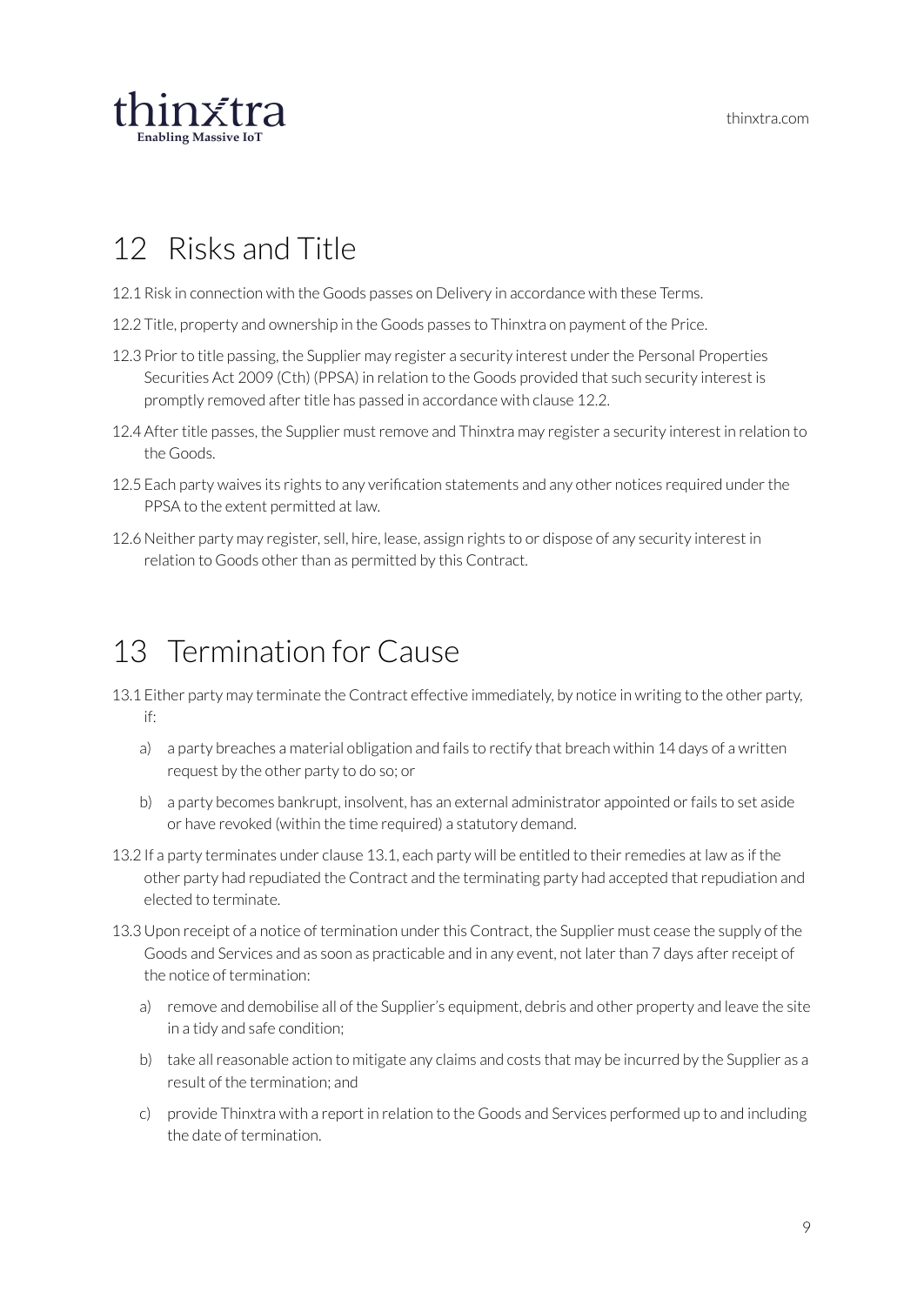## 12 Risks and Title

12.1 Risk in connection with the Goods passes on Delivery in accordance with these Terms.

12.2 Title, property and ownership in the Goods passes to Thinxtra on payment of the Price.

12.3 Prior to title passing, the Supplier may register a security interest under the Personal Properties Securities Act 2009 (Cth) (PPSA) in relation to the Goods provided that such security interest is promptly removed after title has passed in accordance with clause 12.2.

12.4 After title passes, the Supplier must remove and Thinxtra may register a security interest in relation to the Goods.

12.5 Each party waives its rights to any verification statements and any other notices required under the PPSA to the extent permitted at law.

12.6 Neither party may register, sell, hire, lease, assign rights to or dispose of any security interest in relation to Goods other than as permitted by this Contract.

## 13 Termination for Cause

13.1 Either party may terminate the Contract effective immediately, by notice in writing to the other party, if:

a) a party breaches a material obligation and fails to rectify that breach within 14 days of a written request by the other party to do so; or

b) a party becomes bankrupt, insolvent, has an external administrator appointed or fails to set aside or have revoked (within the time required) a statutory demand.

13.2 If a party terminates under clause 13.1, each party will be entitled to their remedies at law as if the other party had repudiated the Contract and the terminating party had accepted that repudiation and elected to terminate.

13.3 Upon receipt of a notice of termination under this Contract, the Supplier must cease the supply of the Goods and Services and as soon as practicable and in any event, not later than 7 days after receipt of the notice of termination:

a) remove and demobilise all of the Supplier's equipment, debris and other property and leave the site in a tidy and safe condition;

b) take all reasonable action to mitigate any claims and costs that may be incurred by the Supplier as a result of the termination; and

c) provide Thinxtra with a report in relation to the Goods and Services performed up to and including the date of termination.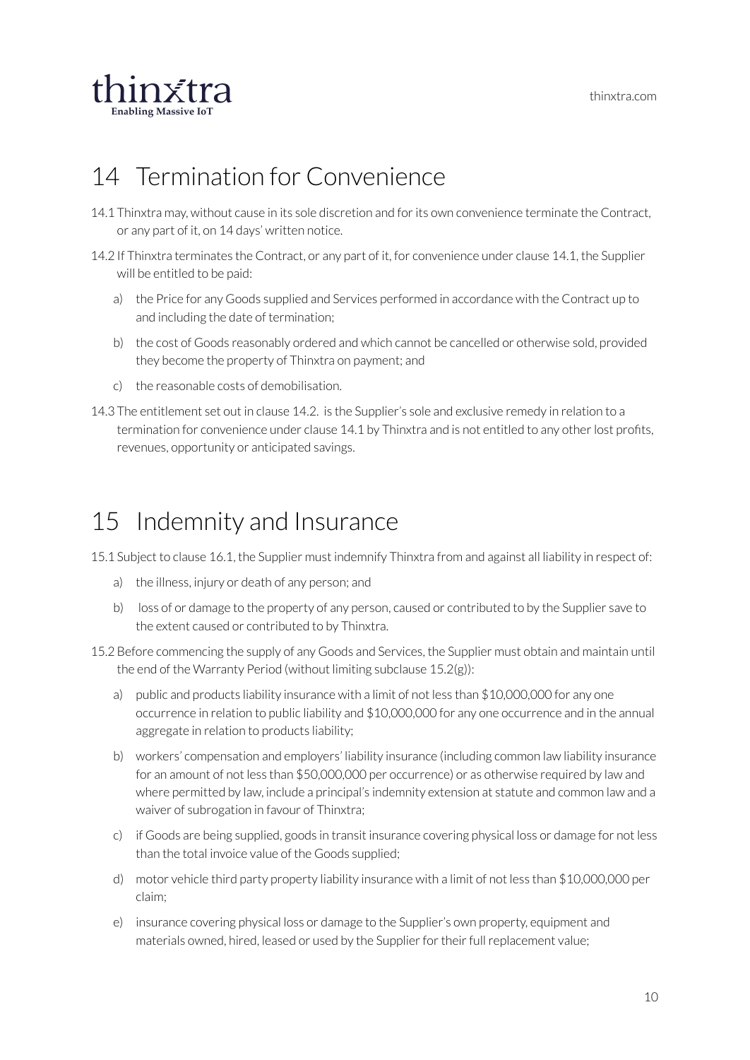# 14 Termination for Convenience

14.1 Thinxtra may, without cause in its sole discretion and for its own convenience terminate the Contract, or any part of it, on 14 days' written notice.

14.2 If Thinxtra terminates the Contract, or any part of it, for convenience under clause 14.1, the Supplier will be entitled to be paid:

a) the Price for any Goods supplied and Services performed in accordance with the Contract up to and including the date of termination;

b) the cost of Goods reasonably ordered and which cannot be cancelled or otherwise sold, provided they become the property of Thinxtra on payment; and

c) the reasonable costs of demobilisation.

14.3 The entitlement set out in clause 14.2. is the Supplier's sole and exclusive remedy in relation to a termination for convenience under clause 14.1 by Thinxtra and is not entitled to any other lost profits, revenues, opportunity or anticipated savings.

# 15 Indemnity and Insurance

15.1 Subject to clause 16.1, the Supplier must indemnify Thinxtra from and against all liability in respect of:

a) the illness, injury or death of any person; and

b) loss of or damage to the property of any person, caused or contributed to by the Supplier save to the extent caused or contributed to by Thinxtra.

15.2 Before commencing the supply of any Goods and Services, the Supplier must obtain and maintain until the end of the Warranty Period (without limiting subclause 15.2(g)):

a) public and products liability insurance with a limit of not less than $10,000,000 for any one occurrence in relation to public liability and $10,000,000 for any one occurrence and in the annual aggregate in relation to products liability;

b) workers' compensation and employers' liability insurance (including common law liability insurance for an amount of not less than $50,000,000 per occurrence) or as otherwise required by law and where permitted by law, include a principal's indemnity extension at statute and common law and a waiver of subrogation in favour of Thinxtra;

c) if Goods are being supplied, goods in transit insurance covering physical loss or damage for not less than the total invoice value of the Goods supplied;

d) motor vehicle third party property liability insurance with a limit of not less than $10,000,000 per claim;

e) insurance covering physical loss or damage to the Supplier's own property, equipment and materials owned, hired, leased or used by the Supplier for their full replacement value;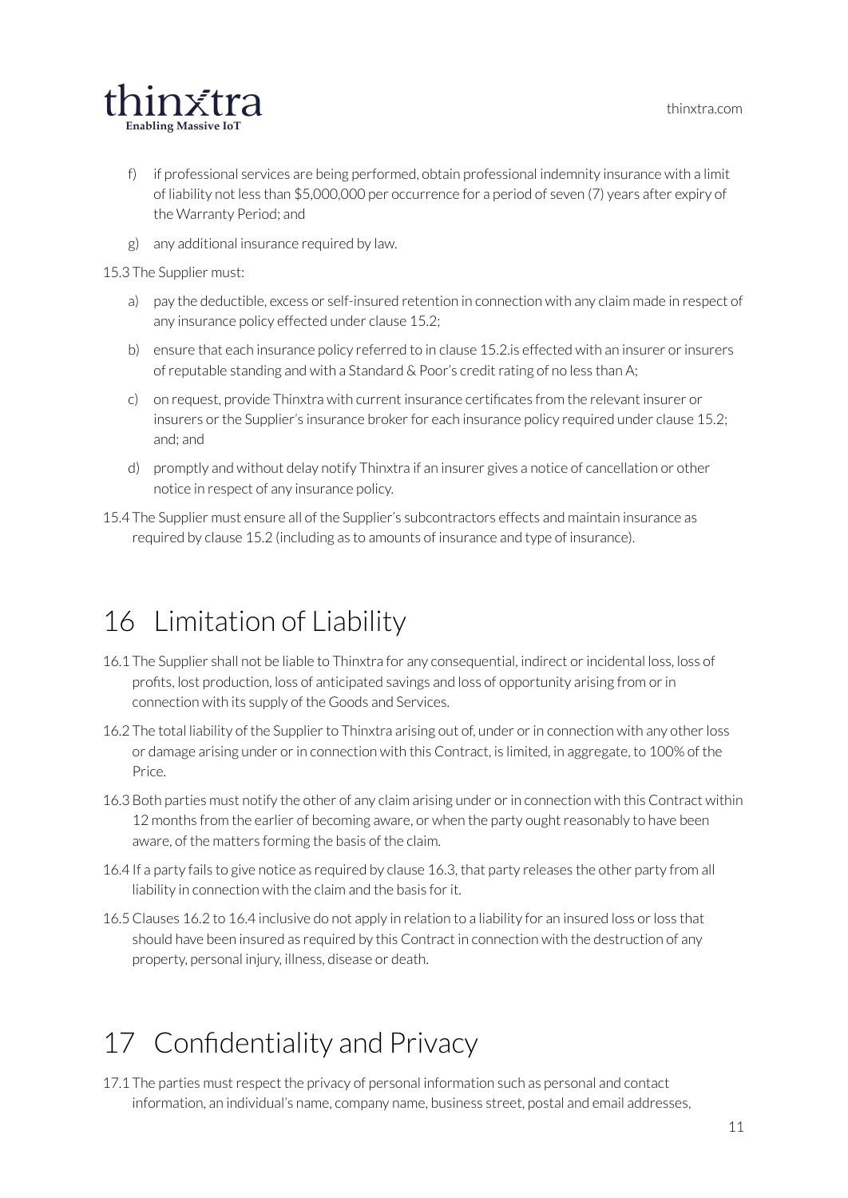f) if professional services are being performed, obtain professional indemnity insurance with a limit of liability not less than $5,000,000 per occurrence for a period of seven (7) years after expiry of the Warranty Period; and

g) any additional insurance required by law.

15.3 The Supplier must:

a) pay the deductible, excess or self-insured retention in connection with any claim made in respect of any insurance policy effected under clause 15.2;

b) ensure that each insurance policy referred to in clause 15.2.is effected with an insurer or insurers of reputable standing and with a Standard & Poor's credit rating of no less than A;

c) on request, provide Thinxtra with current insurance certificates from the relevant insurer or insurers or the Supplier's insurance broker for each insurance policy required under clause 15.2; and; and

d) promptly and without delay notify Thinxtra if an insurer gives a notice of cancellation or other notice in respect of any insurance policy.

15.4 The Supplier must ensure all of the Supplier's subcontractors effects and maintain insurance as required by clause 15.2 (including as to amounts of insurance and type of insurance).

# 16 Limitation of Liability

16.1 The Supplier shall not be liable to Thinxtra for any consequential, indirect or incidental loss, loss of profits, lost production, loss of anticipated savings and loss of opportunity arising from or in connection with its supply of the Goods and Services.

16.2 The total liability of the Supplier to Thinxtra arising out of, under or in connection with any other loss or damage arising under or in connection with this Contract, is limited, in aggregate, to 100% of the Price.

16.3 Both parties must notify the other of any claim arising under or in connection with this Contract within 12 months from the earlier of becoming aware, or when the party ought reasonably to have been aware, of the matters forming the basis of the claim.

16.4 If a party fails to give notice as required by clause 16.3, that party releases the other party from all liability in connection with the claim and the basis for it.

16.5 Clauses 16.2 to 16.4 inclusive do not apply in relation to a liability for an insured loss or loss that should have been insured as required by this Contract in connection with the destruction of any property, personal injury, illness, disease or death.

# 17 Confidentiality and Privacy

17.1 The parties must respect the privacy of personal information such as personal and contact information, an individual's name, company name, business street, postal and email addresses,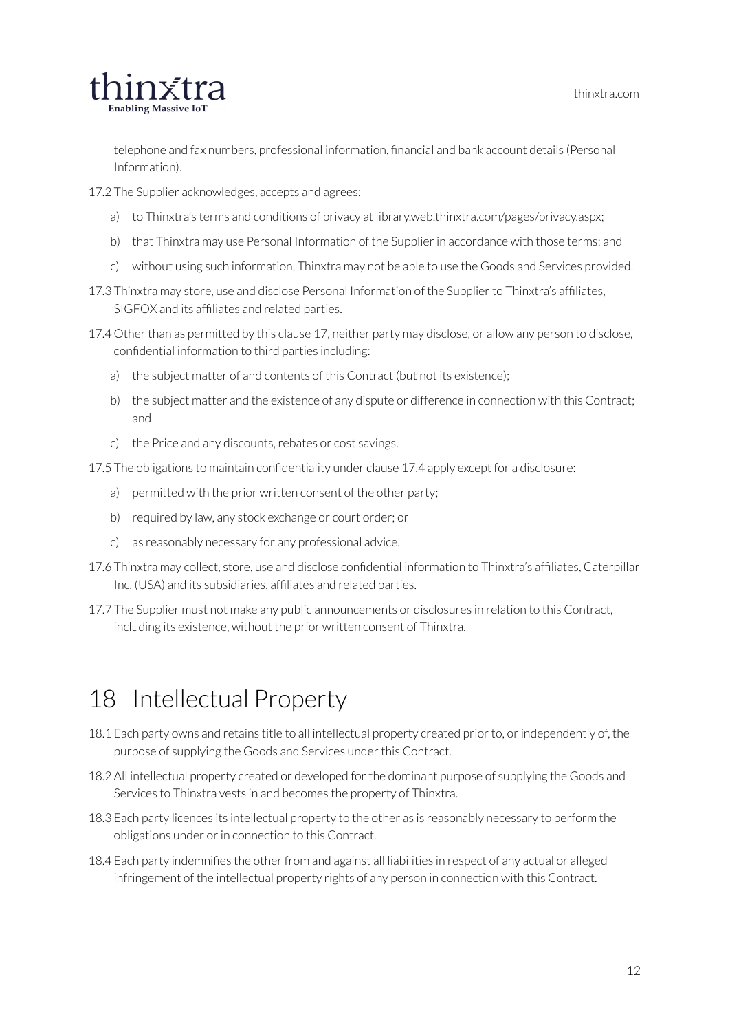telephone and fax numbers, professional information, financial and bank account details (Personal Information).

17.2 The Supplier acknowledges, accepts and agrees:

a) to Thinxtra's terms and conditions of privacy at library.web.thinxtra.com/pages/privacy.aspx;

b) that Thinxtra may use Personal Information of the Supplier in accordance with those terms; and

c) without using such information, Thinxtra may not be able to use the Goods and Services provided.

17.3 Thinxtra may store, use and disclose Personal Information of the Supplier to Thinxtra's affiliates, SIGFOX and its affiliates and related parties.

17.4 Other than as permitted by this clause 17, neither party may disclose, or allow any person to disclose, confidential information to third parties including:

a) the subject matter of and contents of this Contract (but not its existence);

b) the subject matter and the existence of any dispute or difference in connection with this Contract; and

c) the Price and any discounts, rebates or cost savings.

17.5 The obligations to maintain confidentiality under clause 17.4 apply except for a disclosure:

a) permitted with the prior written consent of the other party;

b) required by law, any stock exchange or court order; or

c) as reasonably necessary for any professional advice.

17.6 Thinxtra may collect, store, use and disclose confidential information to Thinxtra's affiliates, Caterpillar Inc. (USA) and its subsidiaries, affiliates and related parties.

17.7 The Supplier must not make any public announcements or disclosures in relation to this Contract, including its existence, without the prior written consent of Thinxtra.

# 18 Intellectual Property

18.1 Each party owns and retains title to all intellectual property created prior to, or independently of, the purpose of supplying the Goods and Services under this Contract.

18.2 All intellectual property created or developed for the dominant purpose of supplying the Goods and Services to Thinxtra vests in and becomes the property of Thinxtra.

18.3 Each party licences its intellectual property to the other as is reasonably necessary to perform the obligations under or in connection to this Contract.

18.4 Each party indemnifies the other from and against all liabilities in respect of any actual or alleged infringement of the intellectual property rights of any person in connection with this Contract.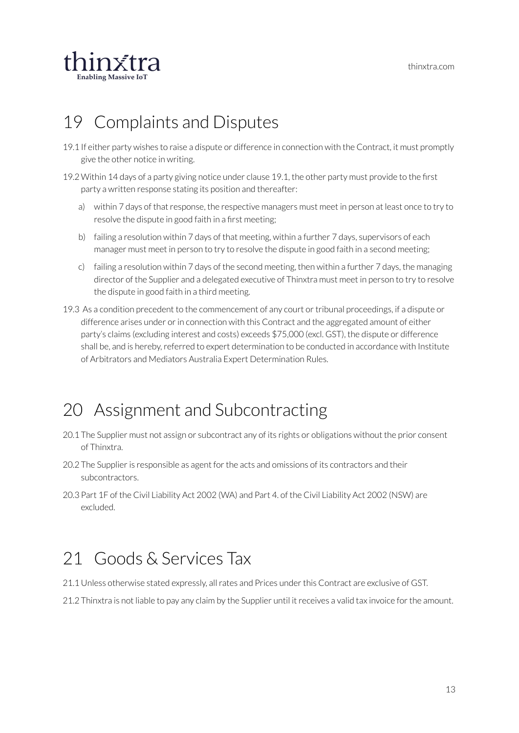# 19 Complaints and Disputes

19.1 If either party wishes to raise a dispute or difference in connection with the Contract, it must promptly give the other notice in writing.

19.2 Within 14 days of a party giving notice under clause 19.1, the other party must provide to the first party a written response stating its position and thereafter:

a) within 7 days of that response, the respective managers must meet in person at least once to try to resolve the dispute in good faith in a first meeting;

b) failing a resolution within 7 days of that meeting, within a further 7 days, supervisors of each manager must meet in person to try to resolve the dispute in good faith in a second meeting;

c) failing a resolution within 7 days of the second meeting, then within a further 7 days, the managing director of the Supplier and a delegated executive of Thinxtra must meet in person to try to resolve the dispute in good faith in a third meeting.

19.3 As a condition precedent to the commencement of any court or tribunal proceedings, if a dispute or difference arises under or in connection with this Contract and the aggregated amount of either party's claims (excluding interest and costs) exceeds $75,000 (excl. GST), the dispute or difference shall be, and is hereby, referred to expert determination to be conducted in accordance with Institute of Arbitrators and Mediators Australia Expert Determination Rules.

# 20 Assignment and Subcontracting

20.1 The Supplier must not assign or subcontract any of its rights or obligations without the prior consent of Thinxtra.

20.2 The Supplier is responsible as agent for the acts and omissions of its contractors and their subcontractors.

20.3 Part 1F of the Civil Liability Act 2002 (WA) and Part 4. of the Civil Liability Act 2002 (NSW) are excluded.

# 21 Goods & Services Tax

21.1 Unless otherwise stated expressly, all rates and Prices under this Contract are exclusive of GST.

21.2 Thinxtra is not liable to pay any claim by the Supplier until it receives a valid tax invoice for the amount.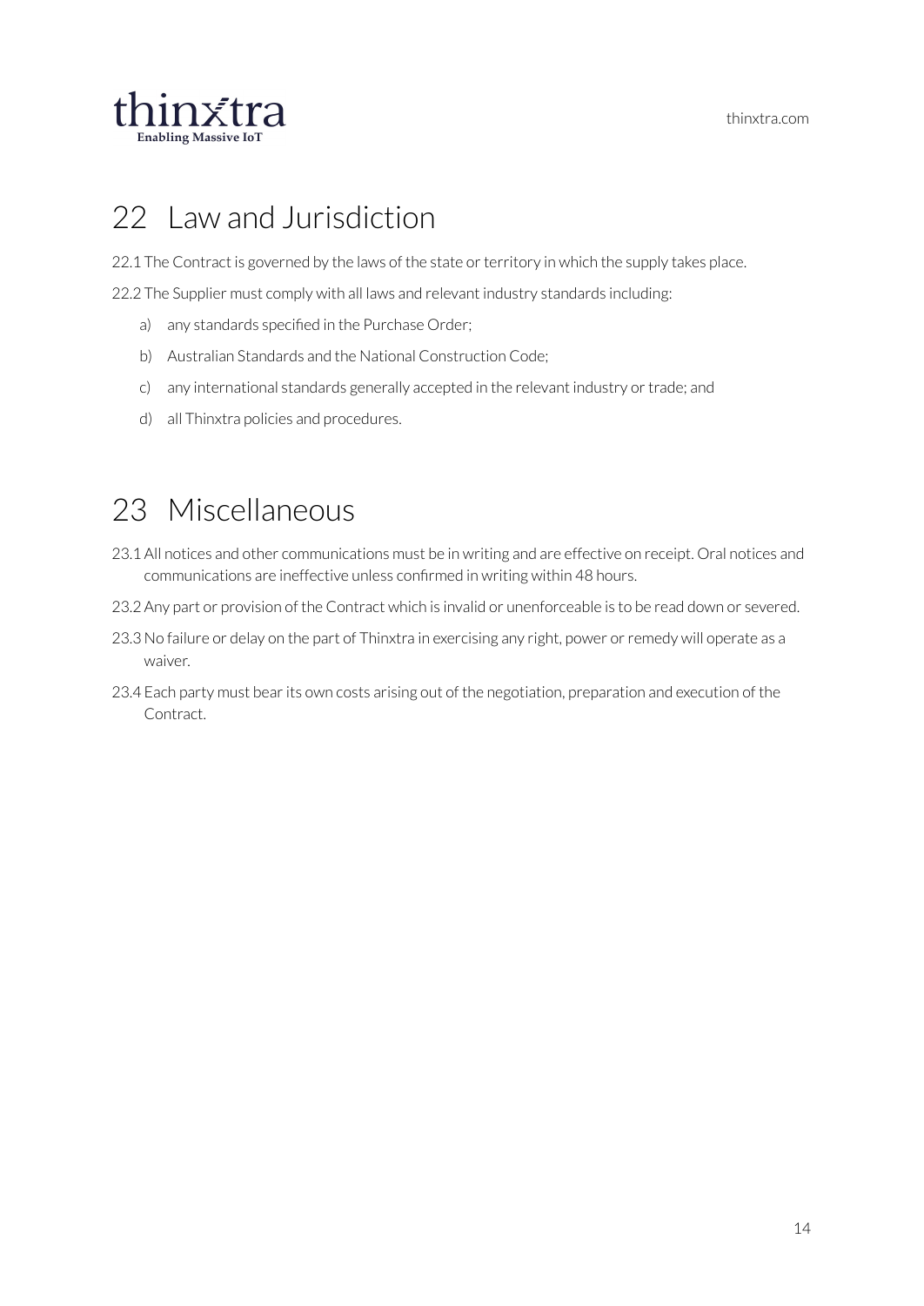# 22 Law and Jurisdiction

22.1 The Contract is governed by the laws of the state or territory in which the supply takes place.

22.2 The Supplier must comply with all laws and relevant industry standards including:

a) any standards specified in the Purchase Order;

b) Australian Standards and the National Construction Code;

c) any international standards generally accepted in the relevant industry or trade; and

d) all Thinxtra policies and procedures.

# 23 Miscellaneous

23.1 All notices and other communications must be in writing and are effective on receipt. Oral notices and communications are ineffective unless confirmed in writing within 48 hours.

23.2 Any part or provision of the Contract which is invalid or unenforceable is to be read down or severed.

23.3 No failure or delay on the part of Thinxtra in exercising any right, power or remedy will operate as a waiver.

23.4 Each party must bear its own costs arising out of the negotiation, preparation and execution of the Contract.